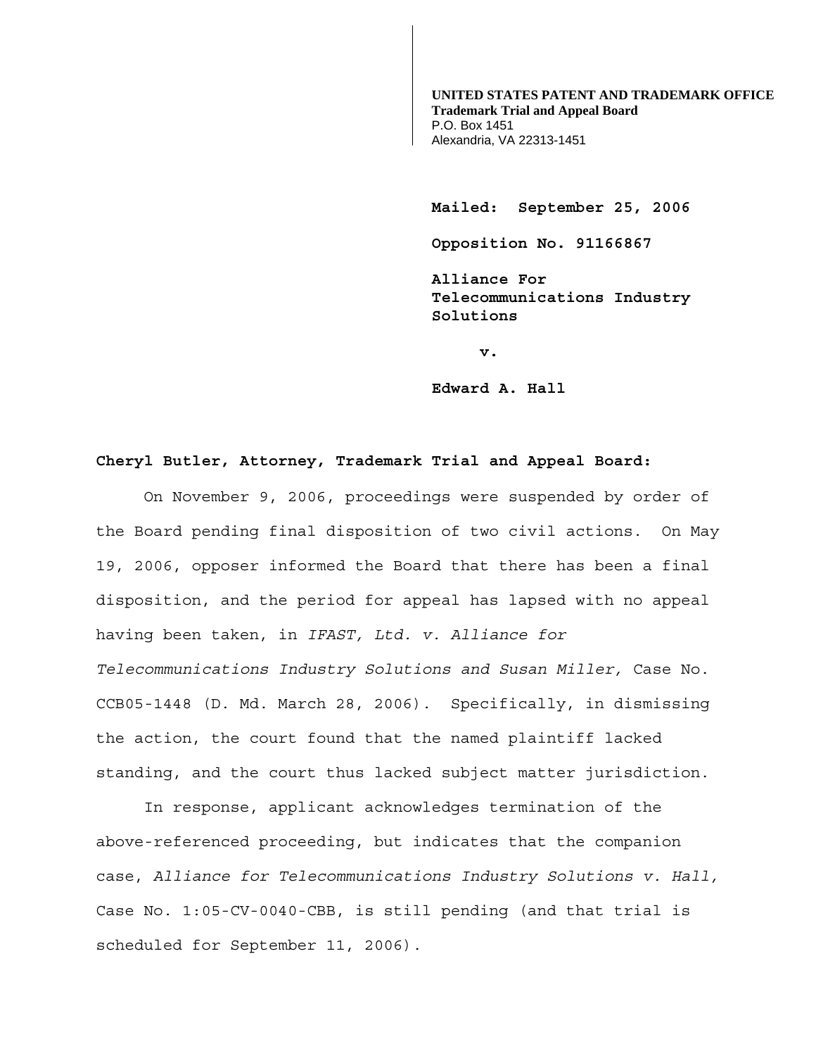**UNITED STATES PATENT AND TRADEMARK OFFICE**
**Trademark Trial and Appeal Board**
P.O. Box 1451
Alexandria, VA 22313-1451

**Mailed: September 25, 2006**

**Opposition No. 91166867**

**Alliance For Telecommunications Industry Solutions**

**v.**

**Edward A. Hall**

**Cheryl Butler, Attorney, Trademark Trial and Appeal Board:**

On November 9, 2006, proceedings were suspended by order of the Board pending final disposition of two civil actions. On May 19, 2006, opposer informed the Board that there has been a final disposition, and the period for appeal has lapsed with no appeal having been taken, in *IFAST, Ltd. v. Alliance for Telecommunications Industry Solutions and Susan Miller,* Case No. CCB05-1448 (D. Md. March 28, 2006). Specifically, in dismissing the action, the court found that the named plaintiff lacked standing, and the court thus lacked subject matter jurisdiction.

In response, applicant acknowledges termination of the above-referenced proceeding, but indicates that the companion case, *Alliance for Telecommunications Industry Solutions v. Hall,* Case No. 1:05-CV-0040-CBB, is still pending (and that trial is scheduled for September 11, 2006).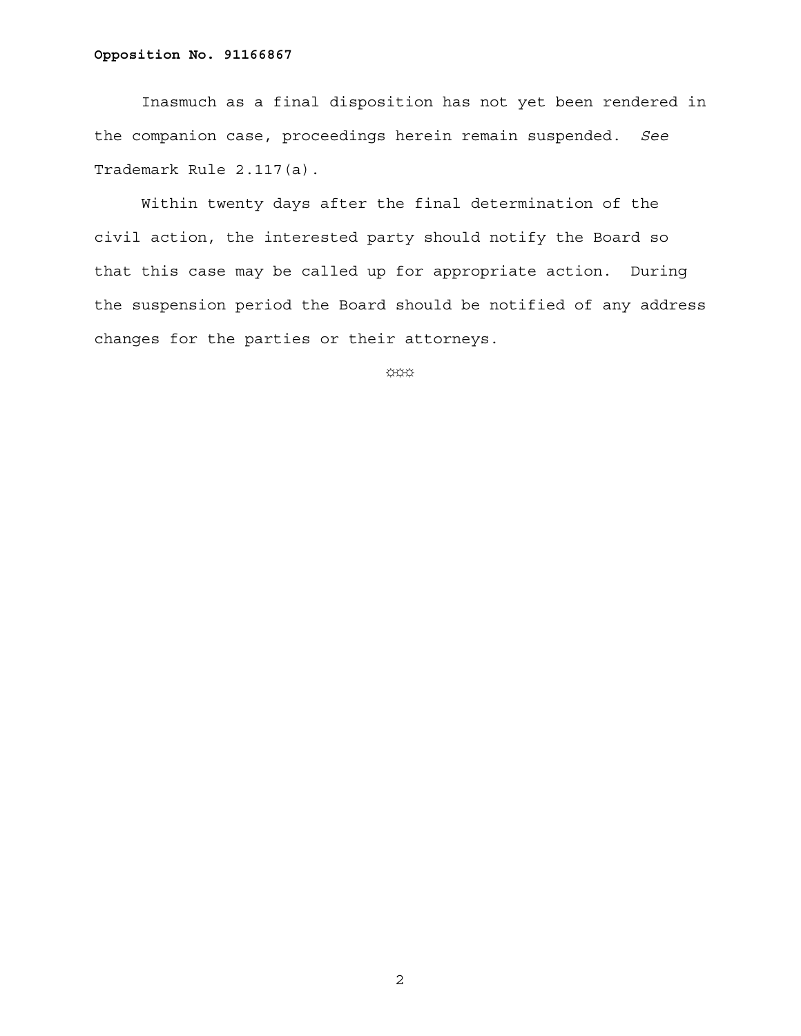Inasmuch as a final disposition has not yet been rendered in the companion case, proceedings herein remain suspended. *See* Trademark Rule 2.117(a).

Within twenty days after the final determination of the civil action, the interested party should notify the Board so that this case may be called up for appropriate action. During the suspension period the Board should be notified of any address changes for the parties or their attorneys.

☼☼☼